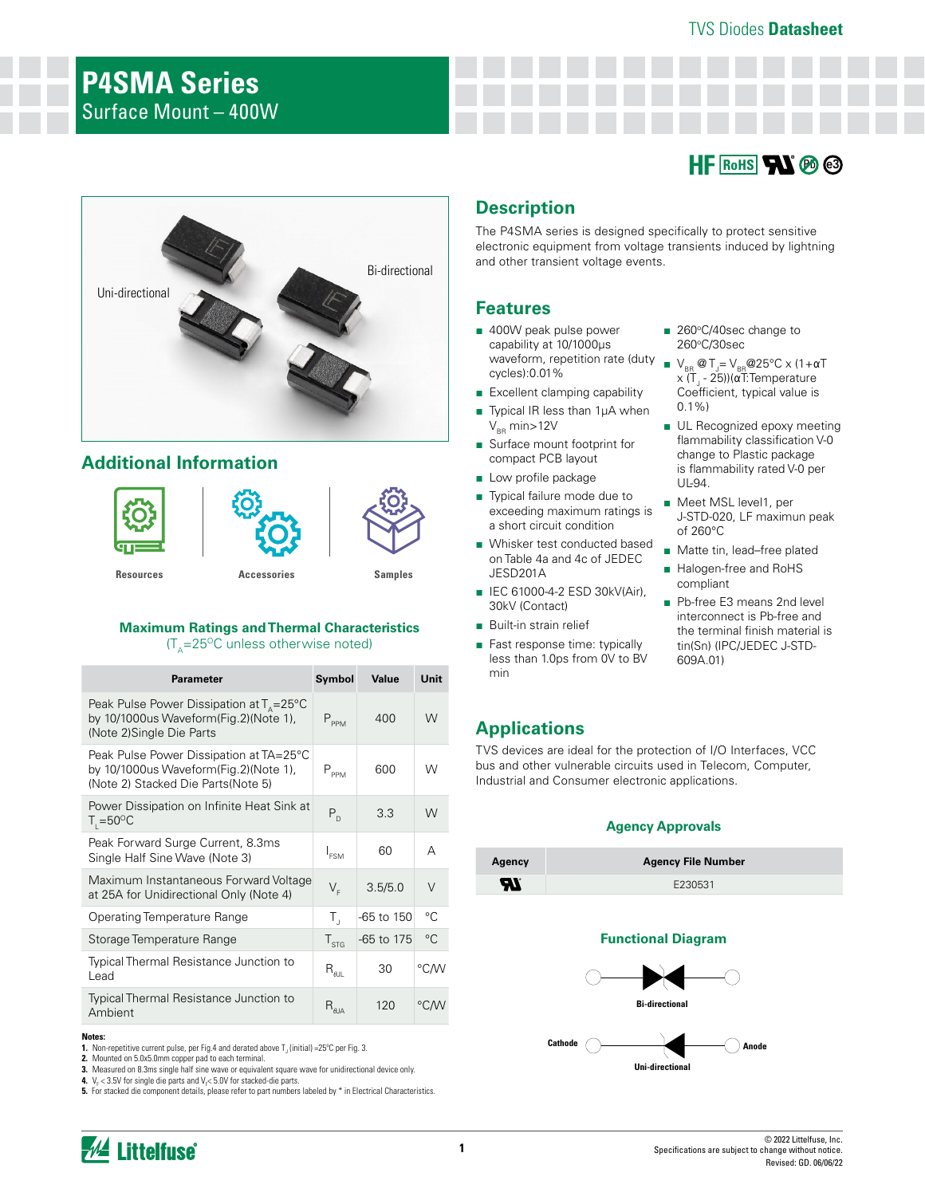# P4SMA Series

Surface Mount – 400W

HF RoHS Pb e3

Uni-directional

Bi-directional

## Description

The P4SMA series is designed specifically to protect sensitive electronic equipment from voltage transients induced by lightning and other transient voltage events.

## Features

- 400W peak pulse power capability at 10/1000μs waveform, repetition rate (duty cycles):0.01%
- Excellent clamping capability
- Typical IR less than 1μA when $V_{BR}$ min>12V
- Surface mount footprint for compact PCB layout
- Low profile package
- Typical failure mode due to exceeding maximum ratings is a short circuit condition
- Whisker test conducted based on Table 4a and 4c of JEDEC JESD201A
- IEC 61000-4-2 ESD 30kV(Air), 30kV (Contact)
- Built-in strain relief
- Fast response time: typically less than 1.0ps from 0V to BV min
- 260°C/40sec change to 260°C/30sec
- $V_{BR}$ @$T_J$= $V_{BR}$@25°C x (1+αT x ($T_J$ - 25))(αT:Temperature Coefficient, typical value is 0.1%)
- UL Recognized epoxy meeting flammability classification V-0 change to Plastic package is flammability rated V-0 per UL-94.
- Meet MSL level1, per J-STD-020, LF maximun peak of 260°C
- Matte tin, lead–free plated
- Halogen-free and RoHS compliant
- Pb-free E3 means 2nd level interconnect is Pb-free and the terminal finish material is tin(Sn) (IPC/JEDEC J-STD-609A.01)

## Additional Information

Resources | Accessories | Samples

## Applications

TVS devices are ideal for the protection of I/O Interfaces, VCC bus and other vulnerable circuits used in Telecom, Computer, Industrial and Consumer electronic applications.

### Maximum Ratings and Thermal Characteristics

($T_A$=25°C unless otherwise noted)

| Parameter | Symbol | Value | Unit |
|---|---|---|---|
| Peak Pulse Power Dissipation at $T_A$=25°C by 10/1000us Waveform(Fig.2)(Note 1), (Note 2)Single Die Parts | $P_{PPM}$ | 400 | W |
| Peak Pulse Power Dissipation at TA=25°C by 10/1000us Waveform(Fig.2)(Note 1), (Note 2) Stacked Die Parts(Note 5) | $P_{PPM}$ | 600 | W |
| Power Dissipation on Infinite Heat Sink at $T_L$=50°C | $P_D$ | 3.3 | W |
| Peak Forward Surge Current, 8.3ms Single Half Sine Wave (Note 3) | $I_{FSM}$ | 60 | A |
| Maximum Instantaneous Forward Voltage at 25A for Unidirectional Only (Note 4) | $V_F$ | 3.5/5.0 | V |
| Operating Temperature Range | $T_J$ | -65 to 150 | °C |
| Storage Temperature Range | $T_{STG}$ | -65 to 175 | °C |
| Typical Thermal Resistance Junction to Lead | $R_{θJL}$ | 30 | °C/W |
| Typical Thermal Resistance Junction to Ambient | $R_{θJA}$ | 120 | °C/W |

**Notes:**

1. Non-repetitive current pulse, per Fig.4 and derated above $T_J$ (initial) =25°C per Fig. 3.
2. Mounted on 5.0x5.0mm copper pad to each terminal.
3. Measured on 8.3ms single half sine wave or equivalent square wave for unidirectional device only.
4. $V_F$ < 3.5V for single die parts and $V_F$< 5.0V for stacked-die parts.
5. For stacked die component details, please refer to part numbers labeled by * in Electrical Characteristics.

### Agency Approvals

| Agency | Agency File Number |
|---|---|
| UL | E230531 |

### Functional Diagram

Bi-directional

Cathode — Anode

Uni-directional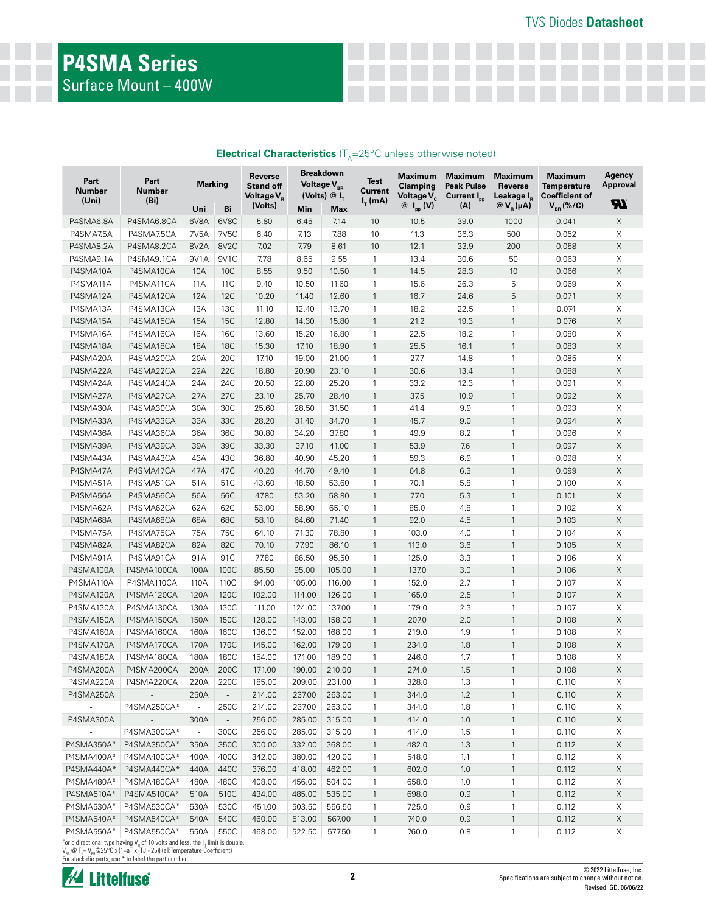# P4SMA Series

Surface Mount – 400W

## Electrical Characteristics ($T_A$=25°C unless otherwise noted)

| Part Number (Uni) | Part Number (Bi) | Marking | | Reverse Stand off Voltage $V_R$ (Volts) | Breakdown Voltage $V_{BR}$ (Volts) @ $I_T$ | | Test Current $I_T$ (mA) | Maximum Clamping Voltage $V_C$ @ $I_{pp}$ (V) | Maximum Peak Pulse Current $I_{pp}$ (A) | Maximum Reverse Leakage $I_R$ @ $V_R$ (µA) | Maximum Temperature Coefficient of $V_{BR}$ (%/C) | Agency Approval (UL) |
|---|---|---|---|---|---|---|---|---|---|---|---|---|
| | | Uni | Bi | | Min | Max | | | | | | |
| P4SMA6.8A | P4SMA6.8CA | 6V8A | 6V8C | 5.80 | 6.45 | 7.14 | 10 | 10.5 | 39.0 | 1000 | 0.041 | X |
| P4SMA7.5A | P4SMA7.5CA | 7V5A | 7V5C | 6.40 | 7.13 | 7.88 | 10 | 11.3 | 36.3 | 500 | 0.052 | X |
| P4SMA8.2A | P4SMA8.2CA | 8V2A | 8V2C | 7.02 | 7.79 | 8.61 | 10 | 12.1 | 33.9 | 200 | 0.058 | X |
| P4SMA9.1A | P4SMA9.1CA | 9V1A | 9V1C | 7.78 | 8.65 | 9.55 | 1 | 13.4 | 30.6 | 50 | 0.063 | X |
| P4SMA10A | P4SMA10CA | 10A | 10C | 8.55 | 9.50 | 10.50 | 1 | 14.5 | 28.3 | 10 | 0.066 | X |
| P4SMA11A | P4SMA11CA | 11A | 11C | 9.40 | 10.50 | 11.60 | 1 | 15.6 | 26.3 | 5 | 0.069 | X |
| P4SMA12A | P4SMA12CA | 12A | 12C | 10.20 | 11.40 | 12.60 | 1 | 16.7 | 24.6 | 5 | 0.071 | X |
| P4SMA13A | P4SMA13CA | 13A | 13C | 11.10 | 12.40 | 13.70 | 1 | 18.2 | 22.5 | 1 | 0.074 | X |
| P4SMA15A | P4SMA15CA | 15A | 15C | 12.80 | 14.30 | 15.80 | 1 | 21.2 | 19.3 | 1 | 0.076 | X |
| P4SMA16A | P4SMA16CA | 16A | 16C | 13.60 | 15.20 | 16.80 | 1 | 22.5 | 18.2 | 1 | 0.080 | X |
| P4SMA18A | P4SMA18CA | 18A | 18C | 15.30 | 17.10 | 18.90 | 1 | 25.5 | 16.1 | 1 | 0.083 | X |
| P4SMA20A | P4SMA20CA | 20A | 20C | 17.10 | 19.00 | 21.00 | 1 | 27.7 | 14.8 | 1 | 0.085 | X |
| P4SMA22A | P4SMA22CA | 22A | 22C | 18.80 | 20.90 | 23.10 | 1 | 30.6 | 13.4 | 1 | 0.088 | X |
| P4SMA24A | P4SMA24CA | 24A | 24C | 20.50 | 22.80 | 25.20 | 1 | 33.2 | 12.3 | 1 | 0.091 | X |
| P4SMA27A | P4SMA27CA | 27A | 27C | 23.10 | 25.70 | 28.40 | 1 | 37.5 | 10.9 | 1 | 0.092 | X |
| P4SMA30A | P4SMA30CA | 30A | 30C | 25.60 | 28.50 | 31.50 | 1 | 41.4 | 9.9 | 1 | 0.093 | X |
| P4SMA33A | P4SMA33CA | 33A | 33C | 28.20 | 31.40 | 34.70 | 1 | 45.7 | 9.0 | 1 | 0.094 | X |
| P4SMA36A | P4SMA36CA | 36A | 36C | 30.80 | 34.20 | 37.80 | 1 | 49.9 | 8.2 | 1 | 0.096 | X |
| P4SMA39A | P4SMA39CA | 39A | 39C | 33.30 | 37.10 | 41.00 | 1 | 53.9 | 7.6 | 1 | 0.097 | X |
| P4SMA43A | P4SMA43CA | 43A | 43C | 36.80 | 40.90 | 45.20 | 1 | 59.3 | 6.9 | 1 | 0.098 | X |
| P4SMA47A | P4SMA47CA | 47A | 47C | 40.20 | 44.70 | 49.40 | 1 | 64.8 | 6.3 | 1 | 0.099 | X |
| P4SMA51A | P4SMA51CA | 51A | 51C | 43.60 | 48.50 | 53.60 | 1 | 70.1 | 5.8 | 1 | 0.100 | X |
| P4SMA56A | P4SMA56CA | 56A | 56C | 47.80 | 53.20 | 58.80 | 1 | 77.0 | 5.3 | 1 | 0.101 | X |
| P4SMA62A | P4SMA62CA | 62A | 62C | 53.00 | 58.90 | 65.10 | 1 | 85.0 | 4.8 | 1 | 0.102 | X |
| P4SMA68A | P4SMA68CA | 68A | 68C | 58.10 | 64.60 | 71.40 | 1 | 92.0 | 4.5 | 1 | 0.103 | X |
| P4SMA75A | P4SMA75CA | 75A | 75C | 64.10 | 71.30 | 78.80 | 1 | 103.0 | 4.0 | 1 | 0.104 | X |
| P4SMA82A | P4SMA82CA | 82A | 82C | 70.10 | 77.90 | 86.10 | 1 | 113.0 | 3.6 | 1 | 0.105 | X |
| P4SMA91A | P4SMA91CA | 91A | 91C | 77.80 | 86.50 | 95.50 | 1 | 125.0 | 3.3 | 1 | 0.106 | X |
| P4SMA100A | P4SMA100CA | 100A | 100C | 85.50 | 95.00 | 105.00 | 1 | 137.0 | 3.0 | 1 | 0.106 | X |
| P4SMA110A | P4SMA110CA | 110A | 110C | 94.00 | 105.00 | 116.00 | 1 | 152.0 | 2.7 | 1 | 0.107 | X |
| P4SMA120A | P4SMA120CA | 120A | 120C | 102.00 | 114.00 | 126.00 | 1 | 165.0 | 2.5 | 1 | 0.107 | X |
| P4SMA130A | P4SMA130CA | 130A | 130C | 111.00 | 124.00 | 137.00 | 1 | 179.0 | 2.3 | 1 | 0.107 | X |
| P4SMA150A | P4SMA150CA | 150A | 150C | 128.00 | 143.00 | 158.00 | 1 | 207.0 | 2.0 | 1 | 0.108 | X |
| P4SMA160A | P4SMA160CA | 160A | 160C | 136.00 | 152.00 | 168.00 | 1 | 219.0 | 1.9 | 1 | 0.108 | X |
| P4SMA170A | P4SMA170CA | 170A | 170C | 145.00 | 162.00 | 179.00 | 1 | 234.0 | 1.8 | 1 | 0.108 | X |
| P4SMA180A | P4SMA180CA | 180A | 180C | 154.00 | 171.00 | 189.00 | 1 | 246.0 | 1.7 | 1 | 0.108 | X |
| P4SMA200A | P4SMA200CA | 200A | 200C | 171.00 | 190.00 | 210.00 | 1 | 274.0 | 1.5 | 1 | 0.108 | X |
| P4SMA220A | P4SMA220CA | 220A | 220C | 185.00 | 209.00 | 231.00 | 1 | 328.0 | 1.3 | 1 | 0.110 | X |
| P4SMA250A | - | 250A | - | 214.00 | 237.00 | 263.00 | 1 | 344.0 | 1.2 | 1 | 0.110 | X |
| - | P4SMA250CA* | - | 250C | 214.00 | 237.00 | 263.00 | 1 | 344.0 | 1.8 | 1 | 0.110 | X |
| P4SMA300A | - | 300A | - | 256.00 | 285.00 | 315.00 | 1 | 414.0 | 1.0 | 1 | 0.110 | X |
| - | P4SMA300CA* | - | 300C | 256.00 | 285.00 | 315.00 | 1 | 414.0 | 1.5 | 1 | 0.110 | X |
| P4SMA350A* | P4SMA350CA* | 350A | 350C | 300.00 | 332.00 | 368.00 | 1 | 482.0 | 1.3 | 1 | 0.112 | X |
| P4SMA400A* | P4SMA400CA* | 400A | 400C | 342.00 | 380.00 | 420.00 | 1 | 548.0 | 1.1 | 1 | 0.112 | X |
| P4SMA440A* | P4SMA440CA* | 440A | 440C | 376.00 | 418.00 | 462.00 | 1 | 602.0 | 1.0 | 1 | 0.112 | X |
| P4SMA480A* | P4SMA480CA* | 480A | 480C | 408.00 | 456.00 | 504.00 | 1 | 658.0 | 1.0 | 1 | 0.112 | X |
| P4SMA510A* | P4SMA510CA* | 510A | 510C | 434.00 | 485.00 | 535.00 | 1 | 698.0 | 0.9 | 1 | 0.112 | X |
| P4SMA530A* | P4SMA530CA* | 530A | 530C | 451.00 | 503.50 | 556.50 | 1 | 725.0 | 0.9 | 1 | 0.112 | X |
| P4SMA540A* | P4SMA540CA* | 540A | 540C | 460.00 | 513.00 | 567.00 | 1 | 740.0 | 0.9 | 1 | 0.112 | X |
| P4SMA550A* | P4SMA550CA* | 550A | 550C | 468.00 | 522.50 | 577.50 | 1 | 760.0 | 0.8 | 1 | 0.112 | X |

For bidirectional type having $V_R$ of 10 volts and less, the $I_R$ limit is double.
$V_{BR}$ @ $T_J$ = $V_{BR}$@25°C x (1+aT x (TJ - 25)) (aT:Temperature Coefficient)
For stack-die parts, use * to label the part number.

© 2022 Littelfuse, Inc.
Specifications are subject to change without notice.
Revised: GD. 06/06/22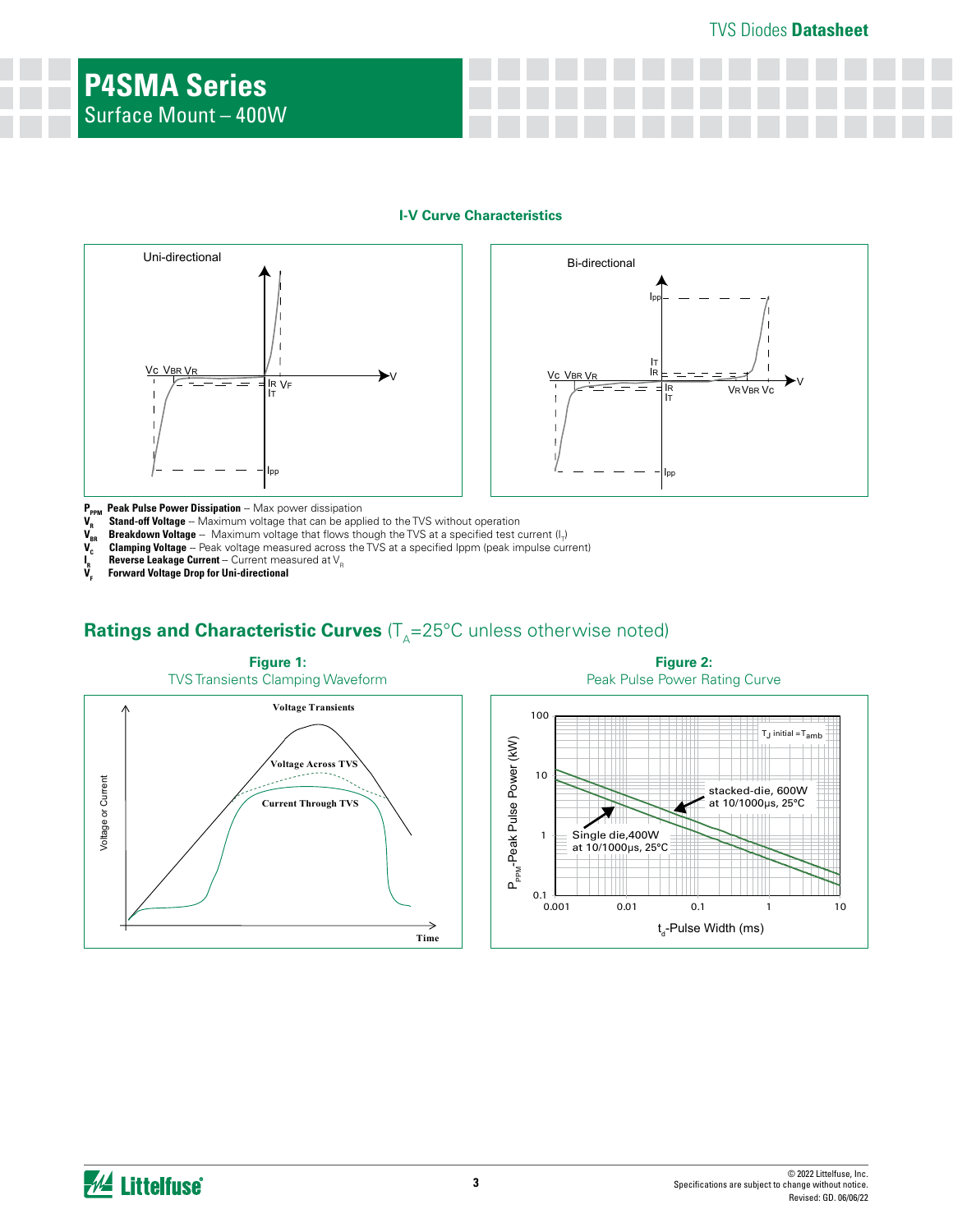## I-V Curve Characteristics

Uni-directional

Bi-directional

**$P_{PPM}$ Peak Pulse Power Dissipation** -- Max power dissipation
**$V_R$ Stand-off Voltage** -- Maximum voltage that can be applied to the TVS without operation
**$V_{BR}$ Breakdown Voltage** -- Maximum voltage that flows though the TVS at a specified test current ($I_T$)
**$V_C$ Clamping Voltage** -- Peak voltage measured across the TVS at a specified Ippm (peak impulse current)
**$I_R$ Reverse Leakage Current** -- Current measured at $V_R$
**$V_F$ Forward Voltage Drop for Uni-directional**

## Ratings and Characteristic Curves ($T_A$=25°C unless otherwise noted)

**Figure 1:**
TVS Transients Clamping Waveform

**Figure 2:**
Peak Pulse Power Rating Curve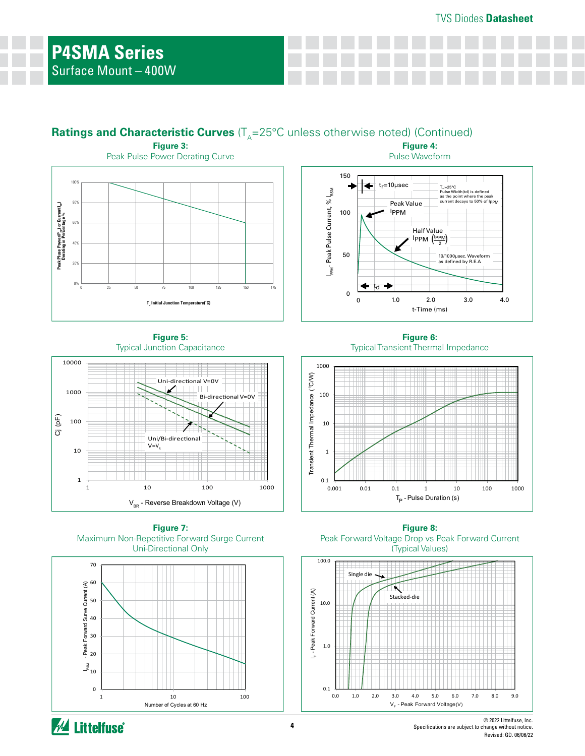## Ratings and Characteristic Curves ($T_A$=25°C unless otherwise noted) (Continued)

**Figure 3:**
Peak Pulse Power Derating Curve

**Figure 4:**
Pulse Waveform

**Figure 5:**
Typical Junction Capacitance

**Figure 6:**
Typical Transient Thermal Impedance

**Figure 7:**
Maximum Non-Repetitive Forward Surge Current
Uni-Directional Only

**Figure 8:**
Peak Forward Voltage Drop vs Peak Forward Current
(Typical Values)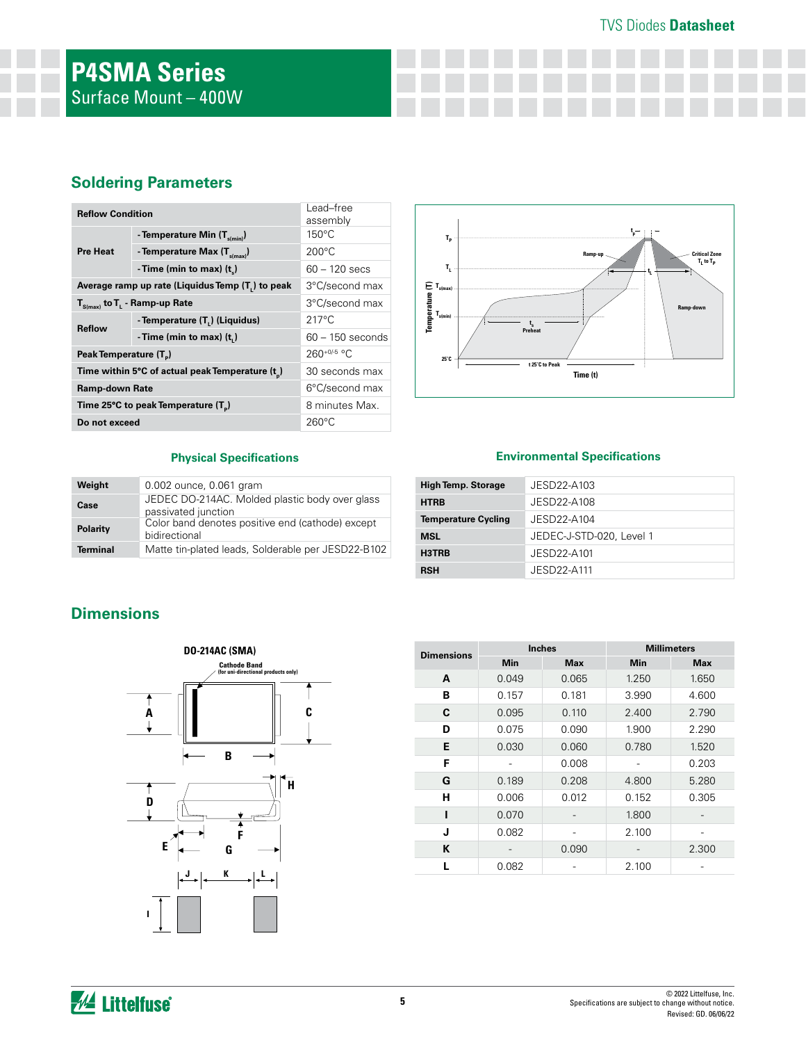# P4SMA Series

Surface Mount – 400W

## Soldering Parameters

| Reflow Condition | | Lead–free assembly |
|---|---|---|
| Pre Heat | - Temperature Min ($T_{s(min)}$) | 150°C |
| | - Temperature Max ($T_{s(max)}$) | 200°C |
| | - Time (min to max) ($t_s$) | 60 – 120 secs |
| Average ramp up rate (Liquidus Temp ($T_L$) to peak | | 3°C/second max |
| $T_{S(max)}$ to $T_L$ - Ramp-up Rate | | 3°C/second max |
| Reflow | - Temperature ($T_L$) (Liquidus) | 217°C |
| | - Time (min to max) ($t_L$) | 60 – 150 seconds |
| Peak Temperature ($T_P$) | | $260^{+0/-5}$ °C |
| Time within 5°C of actual peak Temperature ($t_p$) | | 30 seconds max |
| Ramp-down Rate | | 6°C/second max |
| Time 25°C to peak Temperature ($T_P$) | | 8 minutes Max. |
| Do not exceed | | 260°C |

## Physical Specifications

| Weight | 0.002 ounce, 0.061 gram |
|---|---|
| Case | JEDEC DO-214AC. Molded plastic body over glass passivated junction |
| Polarity | Color band denotes positive end (cathode) except bidirectional |
| Terminal | Matte tin-plated leads, Solderable per JESD22-B102 |

## Environmental Specifications

| High Temp. Storage | JESD22-A103 |
|---|---|
| HTRB | JESD22-A108 |
| Temperature Cycling | JESD22-A104 |
| MSL | JEDEC-J-STD-020, Level 1 |
| H3TRB | JESD22-A101 |
| RSH | JESD22-A111 |

## Dimensions

DO-214AC (SMA)

Cathode Band (for uni-directional products only)

| Dimensions | Inches | | Millimeters | |
|---|---|---|---|---|
| | Min | Max | Min | Max |
| A | 0.049 | 0.065 | 1.250 | 1.650 |
| B | 0.157 | 0.181 | 3.990 | 4.600 |
| C | 0.095 | 0.110 | 2.400 | 2.790 |
| D | 0.075 | 0.090 | 1.900 | 2.290 |
| E | 0.030 | 0.060 | 0.780 | 1.520 |
| F | - | 0.008 | - | 0.203 |
| G | 0.189 | 0.208 | 4.800 | 5.280 |
| H | 0.006 | 0.012 | 0.152 | 0.305 |
| I | 0.070 | - | 1.800 | - |
| J | 0.082 | - | 2.100 | - |
| K | - | 0.090 | - | 2.300 |
| L | 0.082 | - | 2.100 | - |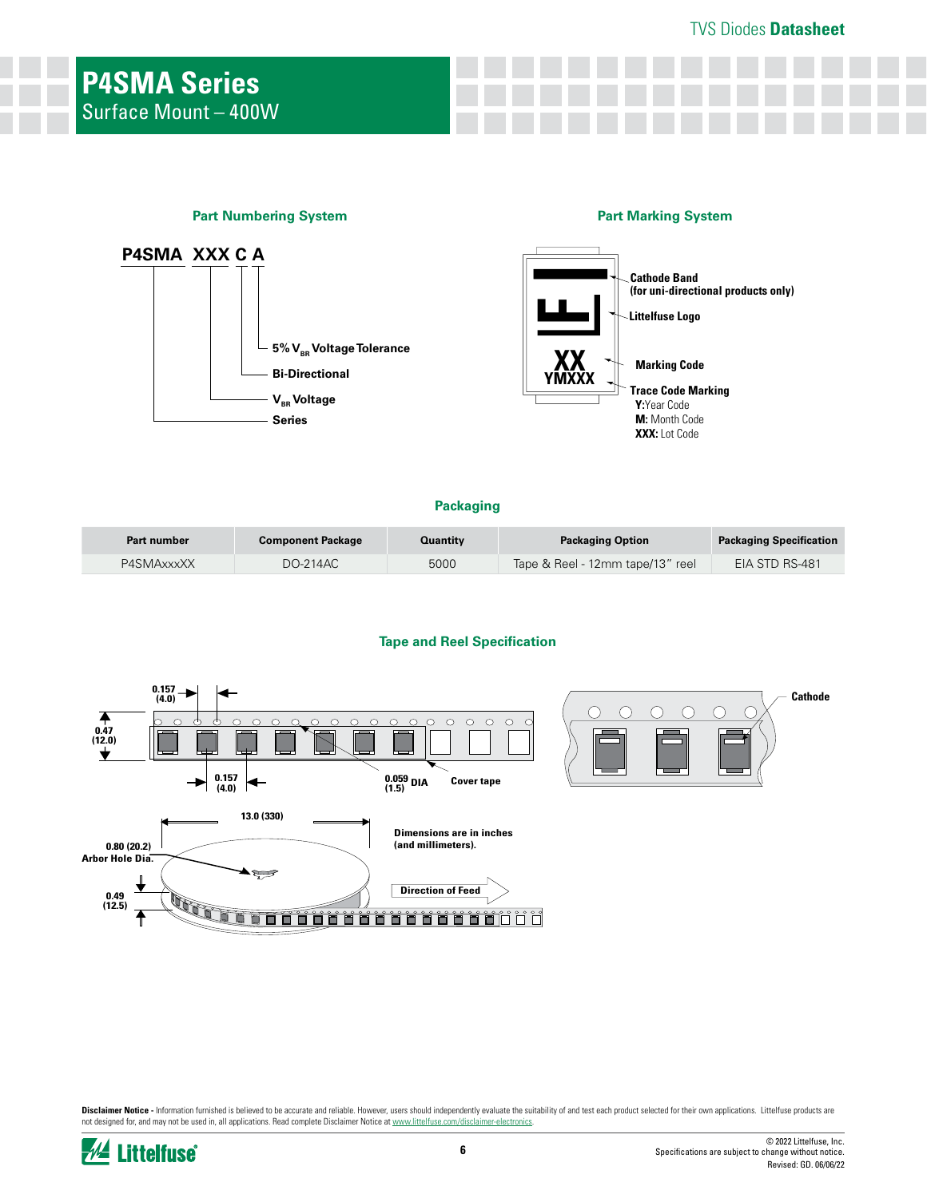# P4SMA Series

Surface Mount – 400W

## Part Numbering System

P4SMA XXX C A

- 5% $V_{BR}$ Voltage Tolerance
- Bi-Directional
- $V_{BR}$ Voltage
- Series

## Part Marking System

- Cathode Band (for uni-directional products only)
- Littelfuse Logo
- Marking Code
- Trace Code Marking
  - **Y:** Year Code
  - **M:** Month Code
  - **XXX:** Lot Code

## Packaging

| Part number | Component Package | Quantity | Packaging Option | Packaging Specification |
|---|---|---|---|---|
| P4SMAxxxXX | DO-214AC | 5000 | Tape & Reel - 12mm tape/13" reel | EIA STD RS-481 |

## Tape and Reel Specification

0.157 (4.0)

0.47 (12.0)

0.157 (4.0)

0.059 (1.5) DIA

Cover tape

Cathode

13.0 (330)

0.80 (20.2) Arbor Hole Dia.

0.49 (12.5)

Dimensions are in inches (and millimeters).

Direction of Feed

**Disclaimer Notice -** Information furnished is believed to be accurate and reliable. However, users should independently evaluate the suitability of and test each product selected for their own applications. Littelfuse products are not designed for, and may not be used in, all applications. Read complete Disclaimer Notice at www.littelfuse.com/disclaimer-electronics.